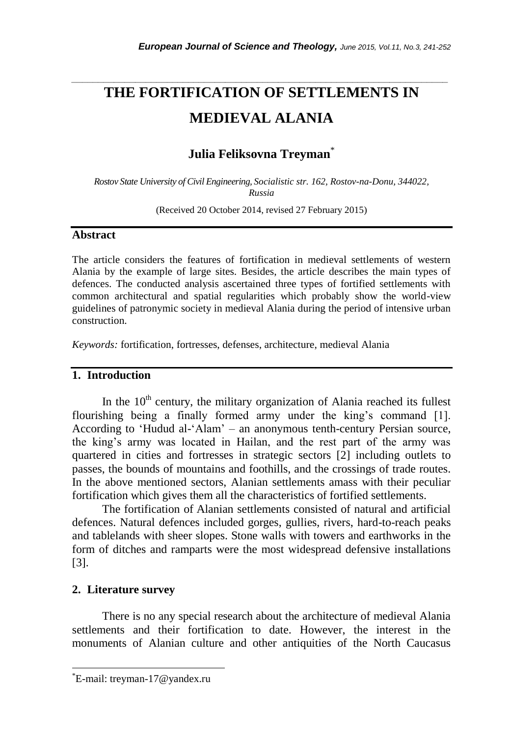# THE FORTIFICATION OF SETTLEMENTS IN MEDIEVAL ALANIA

## Julia Feliksovna Treyman*

*Rostov State University of Civil Engineering, Socialistic str. 162, Rostov-na-Donu, 344022, Russia*

(Received 20 October 2014, revised 27 February 2015)

## Abstract

The article considers the features of fortification in medieval settlements of western Alania by the example of large sites. Besides, the article describes the main types of defences. The conducted analysis ascertained three types of fortified settlements with common architectural and spatial regularities which probably show the world-view guidelines of patronymic society in medieval Alania during the period of intensive urban construction.

*Keywords:* fortification, fortresses, defenses, architecture, medieval Alania

## 1. Introduction

In the 10th century, the military organization of Alania reached its fullest flourishing being a finally formed army under the king's command [1]. According to 'Hudud al-'Alam' – an anonymous tenth-century Persian source, the king's army was located in Hailan, and the rest part of the army was quartered in cities and fortresses in strategic sectors [2] including outlets to passes, the bounds of mountains and foothills, and the crossings of trade routes. In the above mentioned sectors, Alanian settlements amass with their peculiar fortification which gives them all the characteristics of fortified settlements.

The fortification of Alanian settlements consisted of natural and artificial defences. Natural defences included gorges, gullies, rivers, hard-to-reach peaks and tablelands with sheer slopes. Stone walls with towers and earthworks in the form of ditches and ramparts were the most widespread defensive installations [3].

## 2. Literature survey

There is no any special research about the architecture of medieval Alania settlements and their fortification to date. However, the interest in the monuments of Alanian culture and other antiquities of the North Caucasus

*E-mail: treyman-17@yandex.ru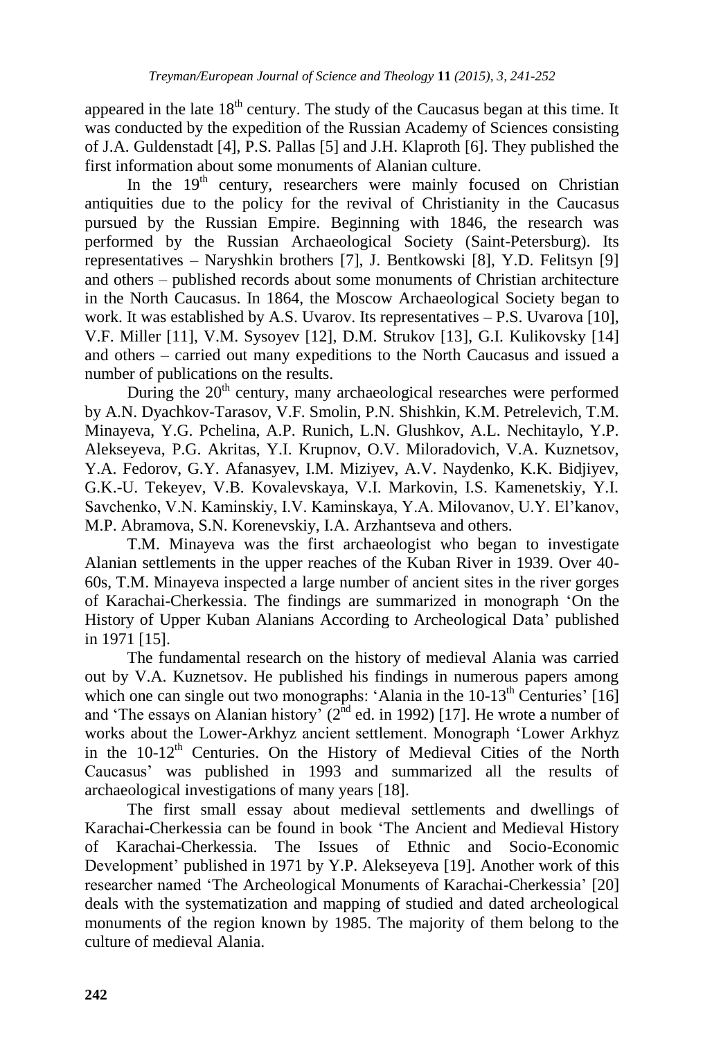appeared in the late 18th century. The study of the Caucasus began at this time. It was conducted by the expedition of the Russian Academy of Sciences consisting of J.A. Guldenstadt [4], P.S. Pallas [5] and J.H. Klaproth [6]. They published the first information about some monuments of Alanian culture.

In the 19th century, researchers were mainly focused on Christian antiquities due to the policy for the revival of Christianity in the Caucasus pursued by the Russian Empire. Beginning with 1846, the research was performed by the Russian Archaeological Society (Saint-Petersburg). Its representatives – Naryshkin brothers [7], J. Bentkowski [8], Y.D. Felitsyn [9] and others – published records about some monuments of Christian architecture in the North Caucasus. In 1864, the Moscow Archaeological Society began to work. It was established by A.S. Uvarov. Its representatives – P.S. Uvarova [10], V.F. Miller [11], V.M. Sysoyev [12], D.M. Strukov [13], G.I. Kulikovsky [14] and others – carried out many expeditions to the North Caucasus and issued a number of publications on the results.

During the 20th century, many archaeological researches were performed by A.N. Dyachkov-Tarasov, V.F. Smolin, P.N. Shishkin, K.M. Petrelevich, T.M. Minayeva, Y.G. Pchelina, A.P. Runich, L.N. Glushkov, A.L. Nechitaylo, Y.P. Alekseyeva, P.G. Akritas, Y.I. Krupnov, O.V. Miloradovich, V.A. Kuznetsov, Y.A. Fedorov, G.Y. Afanasyev, I.M. Miziyev, A.V. Naydenko, K.K. Bidjiyev, G.K.-U. Tekeyev, V.B. Kovalevskaya, V.I. Markovin, I.S. Kamenetskiy, Y.I. Savchenko, V.N. Kaminskiy, I.V. Kaminskaya, Y.A. Milovanov, U.Y. El'kanov, M.P. Abramova, S.N. Korenevskiy, I.A. Arzhantseva and others.

T.M. Minayeva was the first archaeologist who began to investigate Alanian settlements in the upper reaches of the Kuban River in 1939. Over 40-60s, T.M. Minayeva inspected a large number of ancient sites in the river gorges of Karachai-Cherkessia. The findings are summarized in monograph 'On the History of Upper Kuban Alanians According to Archeological Data' published in 1971 [15].

The fundamental research on the history of medieval Alania was carried out by V.A. Kuznetsov. He published his findings in numerous papers among which one can single out two monographs: 'Alania in the 10-13th Centuries' [16] and 'The essays on Alanian history' (2nd ed. in 1992) [17]. He wrote a number of works about the Lower-Arkhyz ancient settlement. Monograph 'Lower Arkhyz in the 10-12th Centuries. On the History of Medieval Cities of the North Caucasus' was published in 1993 and summarized all the results of archaeological investigations of many years [18].

The first small essay about medieval settlements and dwellings of Karachai-Cherkessia can be found in book 'The Ancient and Medieval History of Karachai-Cherkessia. The Issues of Ethnic and Socio-Economic Development' published in 1971 by Y.P. Alekseyeva [19]. Another work of this researcher named 'The Archeological Monuments of Karachai-Cherkessia' [20] deals with the systematization and mapping of studied and dated archeological monuments of the region known by 1985. The majority of them belong to the culture of medieval Alania.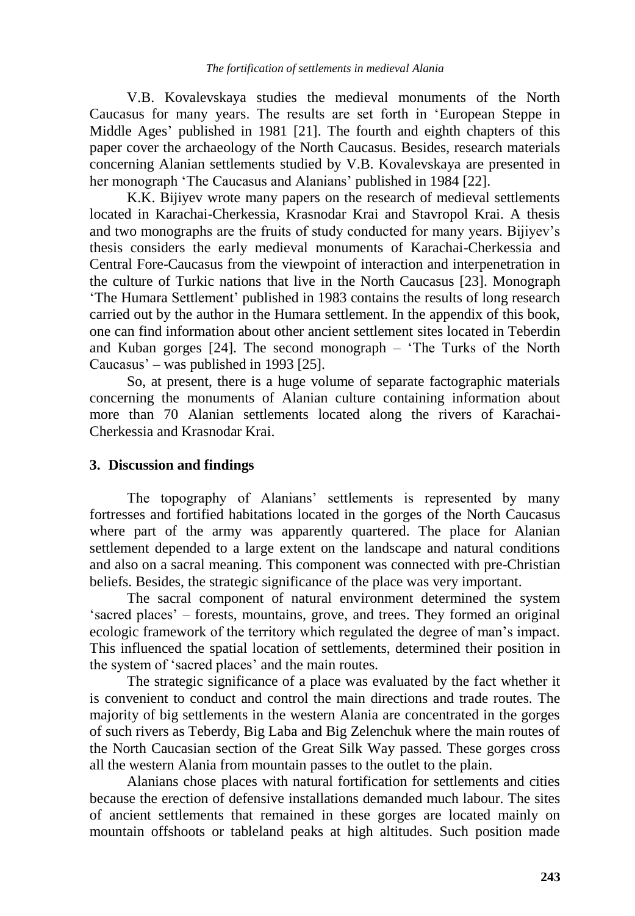V.B. Kovalevskaya studies the medieval monuments of the North Caucasus for many years. The results are set forth in 'European Steppe in Middle Ages' published in 1981 [21]. The fourth and eighth chapters of this paper cover the archaeology of the North Caucasus. Besides, research materials concerning Alanian settlements studied by V.B. Kovalevskaya are presented in her monograph 'The Caucasus and Alanians' published in 1984 [22].

K.K. Bijiyev wrote many papers on the research of medieval settlements located in Karachai-Cherkessia, Krasnodar Krai and Stavropol Krai. A thesis and two monographs are the fruits of study conducted for many years. Bijiyev's thesis considers the early medieval monuments of Karachai-Cherkessia and Central Fore-Caucasus from the viewpoint of interaction and interpenetration in the culture of Turkic nations that live in the North Caucasus [23]. Monograph 'The Humara Settlement' published in 1983 contains the results of long research carried out by the author in the Humara settlement. In the appendix of this book, one can find information about other ancient settlement sites located in Teberdin and Kuban gorges [24]. The second monograph – 'The Turks of the North Caucasus' – was published in 1993 [25].

So, at present, there is a huge volume of separate factographic materials concerning the monuments of Alanian culture containing information about more than 70 Alanian settlements located along the rivers of Karachai-Cherkessia and Krasnodar Krai.

## 3. Discussion and findings

The topography of Alanians' settlements is represented by many fortresses and fortified habitations located in the gorges of the North Caucasus where part of the army was apparently quartered. The place for Alanian settlement depended to a large extent on the landscape and natural conditions and also on a sacral meaning. This component was connected with pre-Christian beliefs. Besides, the strategic significance of the place was very important.

The sacral component of natural environment determined the system 'sacred places' – forests, mountains, grove, and trees. They formed an original ecologic framework of the territory which regulated the degree of man's impact. This influenced the spatial location of settlements, determined their position in the system of 'sacred places' and the main routes.

The strategic significance of a place was evaluated by the fact whether it is convenient to conduct and control the main directions and trade routes. The majority of big settlements in the western Alania are concentrated in the gorges of such rivers as Teberdy, Big Laba and Big Zelenchuk where the main routes of the North Caucasian section of the Great Silk Way passed. These gorges cross all the western Alania from mountain passes to the outlet to the plain.

Alanians chose places with natural fortification for settlements and cities because the erection of defensive installations demanded much labour. The sites of ancient settlements that remained in these gorges are located mainly on mountain offshoots or tableland peaks at high altitudes. Such position made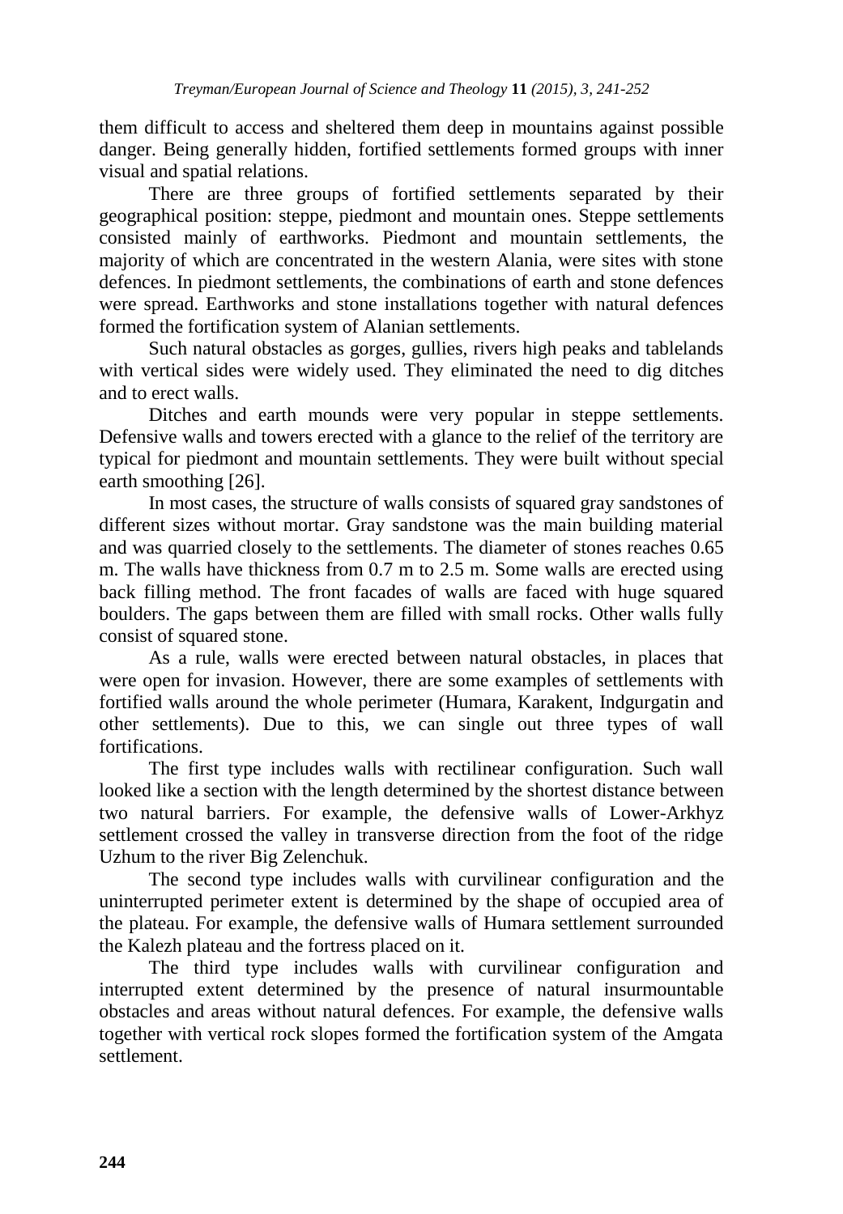them difficult to access and sheltered them deep in mountains against possible danger. Being generally hidden, fortified settlements formed groups with inner visual and spatial relations.

There are three groups of fortified settlements separated by their geographical position: steppe, piedmont and mountain ones. Steppe settlements consisted mainly of earthworks. Piedmont and mountain settlements, the majority of which are concentrated in the western Alania, were sites with stone defences. In piedmont settlements, the combinations of earth and stone defences were spread. Earthworks and stone installations together with natural defences formed the fortification system of Alanian settlements.

Such natural obstacles as gorges, gullies, rivers high peaks and tablelands with vertical sides were widely used. They eliminated the need to dig ditches and to erect walls.

Ditches and earth mounds were very popular in steppe settlements. Defensive walls and towers erected with a glance to the relief of the territory are typical for piedmont and mountain settlements. They were built without special earth smoothing [26].

In most cases, the structure of walls consists of squared gray sandstones of different sizes without mortar. Gray sandstone was the main building material and was quarried closely to the settlements. The diameter of stones reaches 0.65 m. The walls have thickness from 0.7 m to 2.5 m. Some walls are erected using back filling method. The front facades of walls are faced with huge squared boulders. The gaps between them are filled with small rocks. Other walls fully consist of squared stone.

As a rule, walls were erected between natural obstacles, in places that were open for invasion. However, there are some examples of settlements with fortified walls around the whole perimeter (Humara, Karakent, Indgurgatin and other settlements). Due to this, we can single out three types of wall fortifications.

The first type includes walls with rectilinear configuration. Such wall looked like a section with the length determined by the shortest distance between two natural barriers. For example, the defensive walls of Lower-Arkhyz settlement crossed the valley in transverse direction from the foot of the ridge Uzhum to the river Big Zelenchuk.

The second type includes walls with curvilinear configuration and the uninterrupted perimeter extent is determined by the shape of occupied area of the plateau. For example, the defensive walls of Humara settlement surrounded the Kalezh plateau and the fortress placed on it.

The third type includes walls with curvilinear configuration and interrupted extent determined by the presence of natural insurmountable obstacles and areas without natural defences. For example, the defensive walls together with vertical rock slopes formed the fortification system of the Amgata settlement.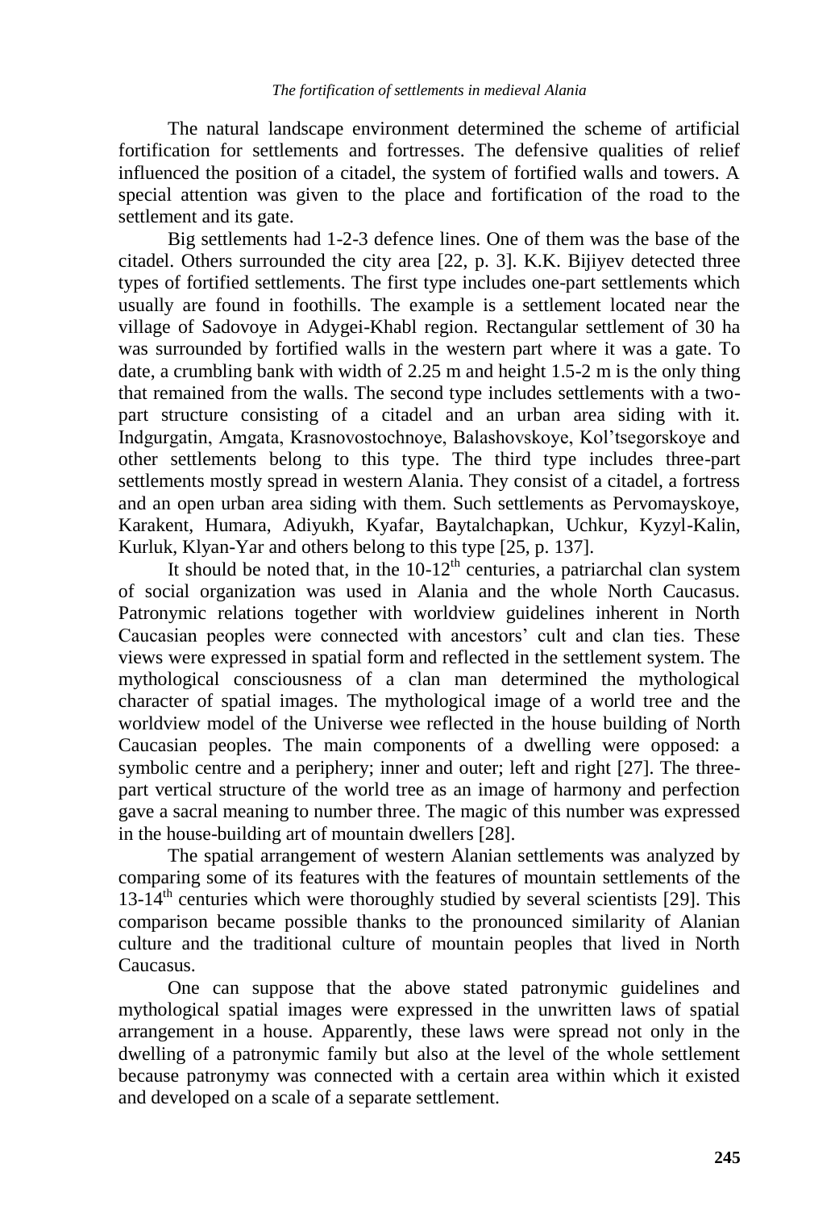The natural landscape environment determined the scheme of artificial fortification for settlements and fortresses. The defensive qualities of relief influenced the position of a citadel, the system of fortified walls and towers. A special attention was given to the place and fortification of the road to the settlement and its gate.

Big settlements had 1-2-3 defence lines. One of them was the base of the citadel. Others surrounded the city area [22, p. 3]. K.K. Bijiyev detected three types of fortified settlements. The first type includes one-part settlements which usually are found in foothills. The example is a settlement located near the village of Sadovoye in Adygei-Khabl region. Rectangular settlement of 30 ha was surrounded by fortified walls in the western part where it was a gate. To date, a crumbling bank with width of 2.25 m and height 1.5-2 m is the only thing that remained from the walls. The second type includes settlements with a two-part structure consisting of a citadel and an urban area siding with it. Indgurgatin, Amgata, Krasnovostochnoye, Balashovskoye, Kol'tsegorskoye and other settlements belong to this type. The third type includes three-part settlements mostly spread in western Alania. They consist of a citadel, a fortress and an open urban area siding with them. Such settlements as Pervomayskoye, Karakent, Humara, Adiyukh, Kyafar, Baytalchapkan, Uchkur, Kyzyl-Kalin, Kurluk, Klyan-Yar and others belong to this type [25, p. 137].

It should be noted that, in the 10-12th centuries, a patriarchal clan system of social organization was used in Alania and the whole North Caucasus. Patronymic relations together with worldview guidelines inherent in North Caucasian peoples were connected with ancestors' cult and clan ties. These views were expressed in spatial form and reflected in the settlement system. The mythological consciousness of a clan man determined the mythological character of spatial images. The mythological image of a world tree and the worldview model of the Universe wee reflected in the house building of North Caucasian peoples. The main components of a dwelling were opposed: a symbolic centre and a periphery; inner and outer; left and right [27]. The three-part vertical structure of the world tree as an image of harmony and perfection gave a sacral meaning to number three. The magic of this number was expressed in the house-building art of mountain dwellers [28].

The spatial arrangement of western Alanian settlements was analyzed by comparing some of its features with the features of mountain settlements of the 13-14th centuries which were thoroughly studied by several scientists [29]. This comparison became possible thanks to the pronounced similarity of Alanian culture and the traditional culture of mountain peoples that lived in North Caucasus.

One can suppose that the above stated patronymic guidelines and mythological spatial images were expressed in the unwritten laws of spatial arrangement in a house. Apparently, these laws were spread not only in the dwelling of a patronymic family but also at the level of the whole settlement because patronymy was connected with a certain area within which it existed and developed on a scale of a separate settlement.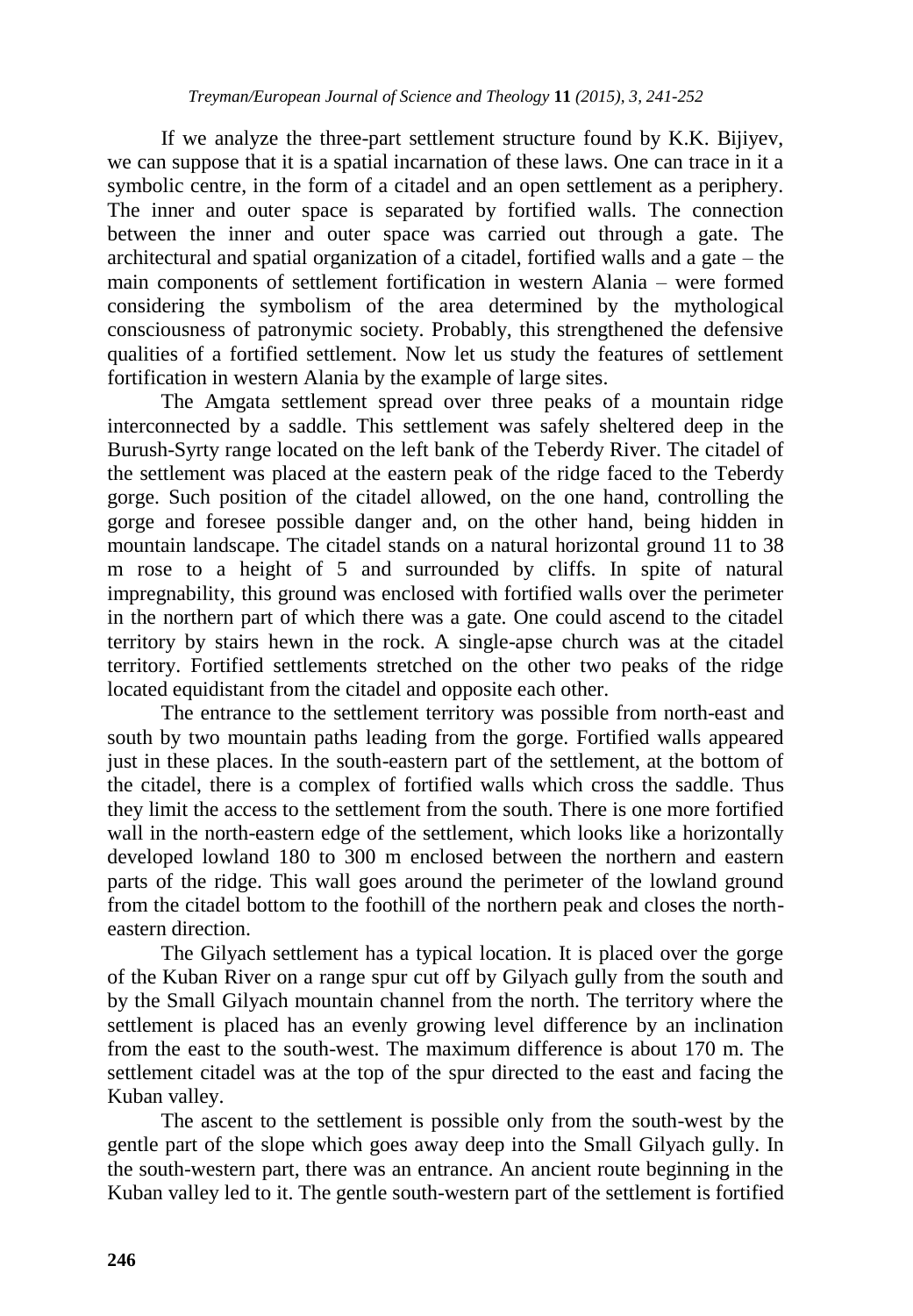If we analyze the three-part settlement structure found by K.K. Bijiyev, we can suppose that it is a spatial incarnation of these laws. One can trace in it a symbolic centre, in the form of a citadel and an open settlement as a periphery. The inner and outer space is separated by fortified walls. The connection between the inner and outer space was carried out through a gate. The architectural and spatial organization of a citadel, fortified walls and a gate – the main components of settlement fortification in western Alania – were formed considering the symbolism of the area determined by the mythological consciousness of patronymic society. Probably, this strengthened the defensive qualities of a fortified settlement. Now let us study the features of settlement fortification in western Alania by the example of large sites.

The Amgata settlement spread over three peaks of a mountain ridge interconnected by a saddle. This settlement was safely sheltered deep in the Burush-Syrty range located on the left bank of the Teberdy River. The citadel of the settlement was placed at the eastern peak of the ridge faced to the Teberdy gorge. Such position of the citadel allowed, on the one hand, controlling the gorge and foresee possible danger and, on the other hand, being hidden in mountain landscape. The citadel stands on a natural horizontal ground 11 to 38 m rose to a height of 5 and surrounded by cliffs. In spite of natural impregnability, this ground was enclosed with fortified walls over the perimeter in the northern part of which there was a gate. One could ascend to the citadel territory by stairs hewn in the rock. A single-apse church was at the citadel territory. Fortified settlements stretched on the other two peaks of the ridge located equidistant from the citadel and opposite each other.

The entrance to the settlement territory was possible from north-east and south by two mountain paths leading from the gorge. Fortified walls appeared just in these places. In the south-eastern part of the settlement, at the bottom of the citadel, there is a complex of fortified walls which cross the saddle. Thus they limit the access to the settlement from the south. There is one more fortified wall in the north-eastern edge of the settlement, which looks like a horizontally developed lowland 180 to 300 m enclosed between the northern and eastern parts of the ridge. This wall goes around the perimeter of the lowland ground from the citadel bottom to the foothill of the northern peak and closes the north-eastern direction.

The Gilyach settlement has a typical location. It is placed over the gorge of the Kuban River on a range spur cut off by Gilyach gully from the south and by the Small Gilyach mountain channel from the north. The territory where the settlement is placed has an evenly growing level difference by an inclination from the east to the south-west. The maximum difference is about 170 m. The settlement citadel was at the top of the spur directed to the east and facing the Kuban valley.

The ascent to the settlement is possible only from the south-west by the gentle part of the slope which goes away deep into the Small Gilyach gully. In the south-western part, there was an entrance. An ancient route beginning in the Kuban valley led to it. The gentle south-western part of the settlement is fortified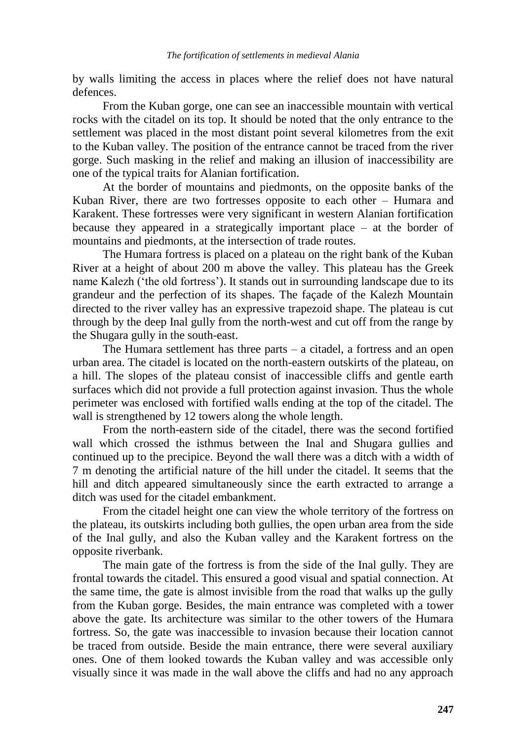by walls limiting the access in places where the relief does not have natural defences.

From the Kuban gorge, one can see an inaccessible mountain with vertical rocks with the citadel on its top. It should be noted that the only entrance to the settlement was placed in the most distant point several kilometres from the exit to the Kuban valley. The position of the entrance cannot be traced from the river gorge. Such masking in the relief and making an illusion of inaccessibility are one of the typical traits for Alanian fortification.

At the border of mountains and piedmonts, on the opposite banks of the Kuban River, there are two fortresses opposite to each other – Humara and Karakent. These fortresses were very significant in western Alanian fortification because they appeared in a strategically important place – at the border of mountains and piedmonts, at the intersection of trade routes.

The Humara fortress is placed on a plateau on the right bank of the Kuban River at a height of about 200 m above the valley. This plateau has the Greek name Kalezh ('the old fortress'). It stands out in surrounding landscape due to its grandeur and the perfection of its shapes. The façade of the Kalezh Mountain directed to the river valley has an expressive trapezoid shape. The plateau is cut through by the deep Inal gully from the north-west and cut off from the range by the Shugara gully in the south-east.

The Humara settlement has three parts – a citadel, a fortress and an open urban area. The citadel is located on the north-eastern outskirts of the plateau, on a hill. The slopes of the plateau consist of inaccessible cliffs and gentle earth surfaces which did not provide a full protection against invasion. Thus the whole perimeter was enclosed with fortified walls ending at the top of the citadel. The wall is strengthened by 12 towers along the whole length.

From the north-eastern side of the citadel, there was the second fortified wall which crossed the isthmus between the Inal and Shugara gullies and continued up to the precipice. Beyond the wall there was a ditch with a width of 7 m denoting the artificial nature of the hill under the citadel. It seems that the hill and ditch appeared simultaneously since the earth extracted to arrange a ditch was used for the citadel embankment.

From the citadel height one can view the whole territory of the fortress on the plateau, its outskirts including both gullies, the open urban area from the side of the Inal gully, and also the Kuban valley and the Karakent fortress on the opposite riverbank.

The main gate of the fortress is from the side of the Inal gully. They are frontal towards the citadel. This ensured a good visual and spatial connection. At the same time, the gate is almost invisible from the road that walks up the gully from the Kuban gorge. Besides, the main entrance was completed with a tower above the gate. Its architecture was similar to the other towers of the Humara fortress. So, the gate was inaccessible to invasion because their location cannot be traced from outside. Beside the main entrance, there were several auxiliary ones. One of them looked towards the Kuban valley and was accessible only visually since it was made in the wall above the cliffs and had no any approach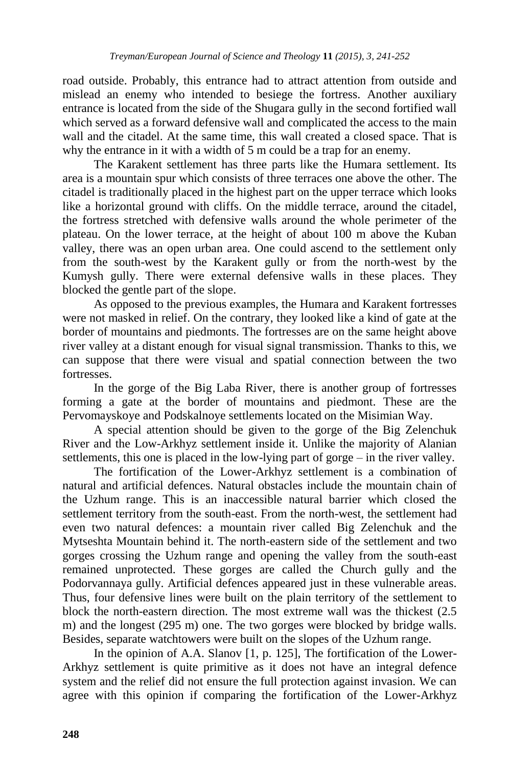road outside. Probably, this entrance had to attract attention from outside and mislead an enemy who intended to besiege the fortress. Another auxiliary entrance is located from the side of the Shugara gully in the second fortified wall which served as a forward defensive wall and complicated the access to the main wall and the citadel. At the same time, this wall created a closed space. That is why the entrance in it with a width of 5 m could be a trap for an enemy.

The Karakent settlement has three parts like the Humara settlement. Its area is a mountain spur which consists of three terraces one above the other. The citadel is traditionally placed in the highest part on the upper terrace which looks like a horizontal ground with cliffs. On the middle terrace, around the citadel, the fortress stretched with defensive walls around the whole perimeter of the plateau. On the lower terrace, at the height of about 100 m above the Kuban valley, there was an open urban area. One could ascend to the settlement only from the south-west by the Karakent gully or from the north-west by the Kumysh gully. There were external defensive walls in these places. They blocked the gentle part of the slope.

As opposed to the previous examples, the Humara and Karakent fortresses were not masked in relief. On the contrary, they looked like a kind of gate at the border of mountains and piedmonts. The fortresses are on the same height above river valley at a distant enough for visual signal transmission. Thanks to this, we can suppose that there were visual and spatial connection between the two fortresses.

In the gorge of the Big Laba River, there is another group of fortresses forming a gate at the border of mountains and piedmont. These are the Pervomayskoye and Podskalnoye settlements located on the Misimian Way.

A special attention should be given to the gorge of the Big Zelenchuk River and the Low-Arkhyz settlement inside it. Unlike the majority of Alanian settlements, this one is placed in the low-lying part of gorge – in the river valley.

The fortification of the Lower-Arkhyz settlement is a combination of natural and artificial defences. Natural obstacles include the mountain chain of the Uzhum range. This is an inaccessible natural barrier which closed the settlement territory from the south-east. From the north-west, the settlement had even two natural defences: a mountain river called Big Zelenchuk and the Mytseshta Mountain behind it. The north-eastern side of the settlement and two gorges crossing the Uzhum range and opening the valley from the south-east remained unprotected. These gorges are called the Church gully and the Podorvannaya gully. Artificial defences appeared just in these vulnerable areas. Thus, four defensive lines were built on the plain territory of the settlement to block the north-eastern direction. The most extreme wall was the thickest (2.5 m) and the longest (295 m) one. The two gorges were blocked by bridge walls. Besides, separate watchtowers were built on the slopes of the Uzhum range.

In the opinion of A.A. Slanov [1, p. 125], The fortification of the Lower-Arkhyz settlement is quite primitive as it does not have an integral defence system and the relief did not ensure the full protection against invasion. We can agree with this opinion if comparing the fortification of the Lower-Arkhyz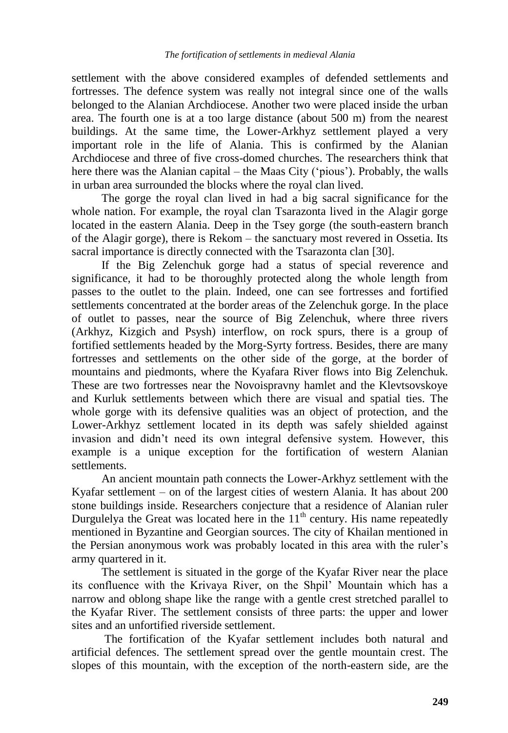settlement with the above considered examples of defended settlements and fortresses. The defence system was really not integral since one of the walls belonged to the Alanian Archdiocese. Another two were placed inside the urban area. The fourth one is at a too large distance (about 500 m) from the nearest buildings. At the same time, the Lower-Arkhyz settlement played a very important role in the life of Alania. This is confirmed by the Alanian Archdiocese and three of five cross-domed churches. The researchers think that here there was the Alanian capital – the Maas City ('pious'). Probably, the walls in urban area surrounded the blocks where the royal clan lived.

The gorge the royal clan lived in had a big sacral significance for the whole nation. For example, the royal clan Tsarazonta lived in the Alagir gorge located in the eastern Alania. Deep in the Tsey gorge (the south-eastern branch of the Alagir gorge), there is Rekom – the sanctuary most revered in Ossetia. Its sacral importance is directly connected with the Tsarazonta clan [30].

If the Big Zelenchuk gorge had a status of special reverence and significance, it had to be thoroughly protected along the whole length from passes to the outlet to the plain. Indeed, one can see fortresses and fortified settlements concentrated at the border areas of the Zelenchuk gorge. In the place of outlet to passes, near the source of Big Zelenchuk, where three rivers (Arkhyz, Kizgich and Psysh) interflow, on rock spurs, there is a group of fortified settlements headed by the Morg-Syrty fortress. Besides, there are many fortresses and settlements on the other side of the gorge, at the border of mountains and piedmonts, where the Kyafara River flows into Big Zelenchuk. These are two fortresses near the Novoispravny hamlet and the Klevtsovskoye and Kurluk settlements between which there are visual and spatial ties. The whole gorge with its defensive qualities was an object of protection, and the Lower-Arkhyz settlement located in its depth was safely shielded against invasion and didn't need its own integral defensive system. However, this example is a unique exception for the fortification of western Alanian settlements.

An ancient mountain path connects the Lower-Arkhyz settlement with the Kyafar settlement – on of the largest cities of western Alania. It has about 200 stone buildings inside. Researchers conjecture that a residence of Alanian ruler Durgulelya the Great was located here in the 11th century. His name repeatedly mentioned in Byzantine and Georgian sources. The city of Khailan mentioned in the Persian anonymous work was probably located in this area with the ruler's army quartered in it.

The settlement is situated in the gorge of the Kyafar River near the place its confluence with the Krivaya River, on the Shpil' Mountain which has a narrow and oblong shape like the range with a gentle crest stretched parallel to the Kyafar River. The settlement consists of three parts: the upper and lower sites and an unfortified riverside settlement.

The fortification of the Kyafar settlement includes both natural and artificial defences. The settlement spread over the gentle mountain crest. The slopes of this mountain, with the exception of the north-eastern side, are the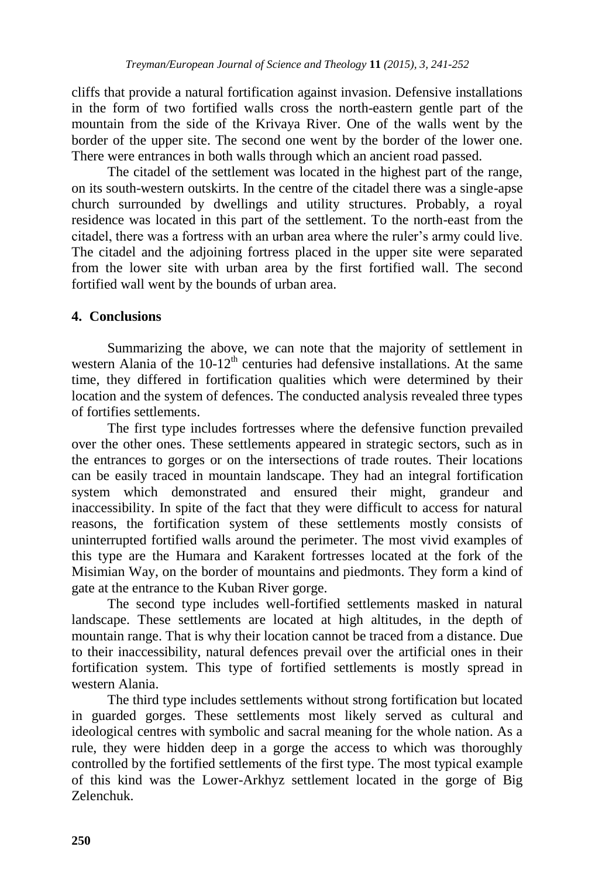cliffs that provide a natural fortification against invasion. Defensive installations in the form of two fortified walls cross the north-eastern gentle part of the mountain from the side of the Krivaya River. One of the walls went by the border of the upper site. The second one went by the border of the lower one. There were entrances in both walls through which an ancient road passed.

The citadel of the settlement was located in the highest part of the range, on its south-western outskirts. In the centre of the citadel there was a single-apse church surrounded by dwellings and utility structures. Probably, a royal residence was located in this part of the settlement. To the north-east from the citadel, there was a fortress with an urban area where the ruler's army could live. The citadel and the adjoining fortress placed in the upper site were separated from the lower site with urban area by the first fortified wall. The second fortified wall went by the bounds of urban area.

## 4. Conclusions

Summarizing the above, we can note that the majority of settlement in western Alania of the 10-12th centuries had defensive installations. At the same time, they differed in fortification qualities which were determined by their location and the system of defences. The conducted analysis revealed three types of fortifies settlements.

The first type includes fortresses where the defensive function prevailed over the other ones. These settlements appeared in strategic sectors, such as in the entrances to gorges or on the intersections of trade routes. Their locations can be easily traced in mountain landscape. They had an integral fortification system which demonstrated and ensured their might, grandeur and inaccessibility. In spite of the fact that they were difficult to access for natural reasons, the fortification system of these settlements mostly consists of uninterrupted fortified walls around the perimeter. The most vivid examples of this type are the Humara and Karakent fortresses located at the fork of the Misimian Way, on the border of mountains and piedmonts. They form a kind of gate at the entrance to the Kuban River gorge.

The second type includes well-fortified settlements masked in natural landscape. These settlements are located at high altitudes, in the depth of mountain range. That is why their location cannot be traced from a distance. Due to their inaccessibility, natural defences prevail over the artificial ones in their fortification system. This type of fortified settlements is mostly spread in western Alania.

The third type includes settlements without strong fortification but located in guarded gorges. These settlements most likely served as cultural and ideological centres with symbolic and sacral meaning for the whole nation. As a rule, they were hidden deep in a gorge the access to which was thoroughly controlled by the fortified settlements of the first type. The most typical example of this kind was the Lower-Arkhyz settlement located in the gorge of Big Zelenchuk.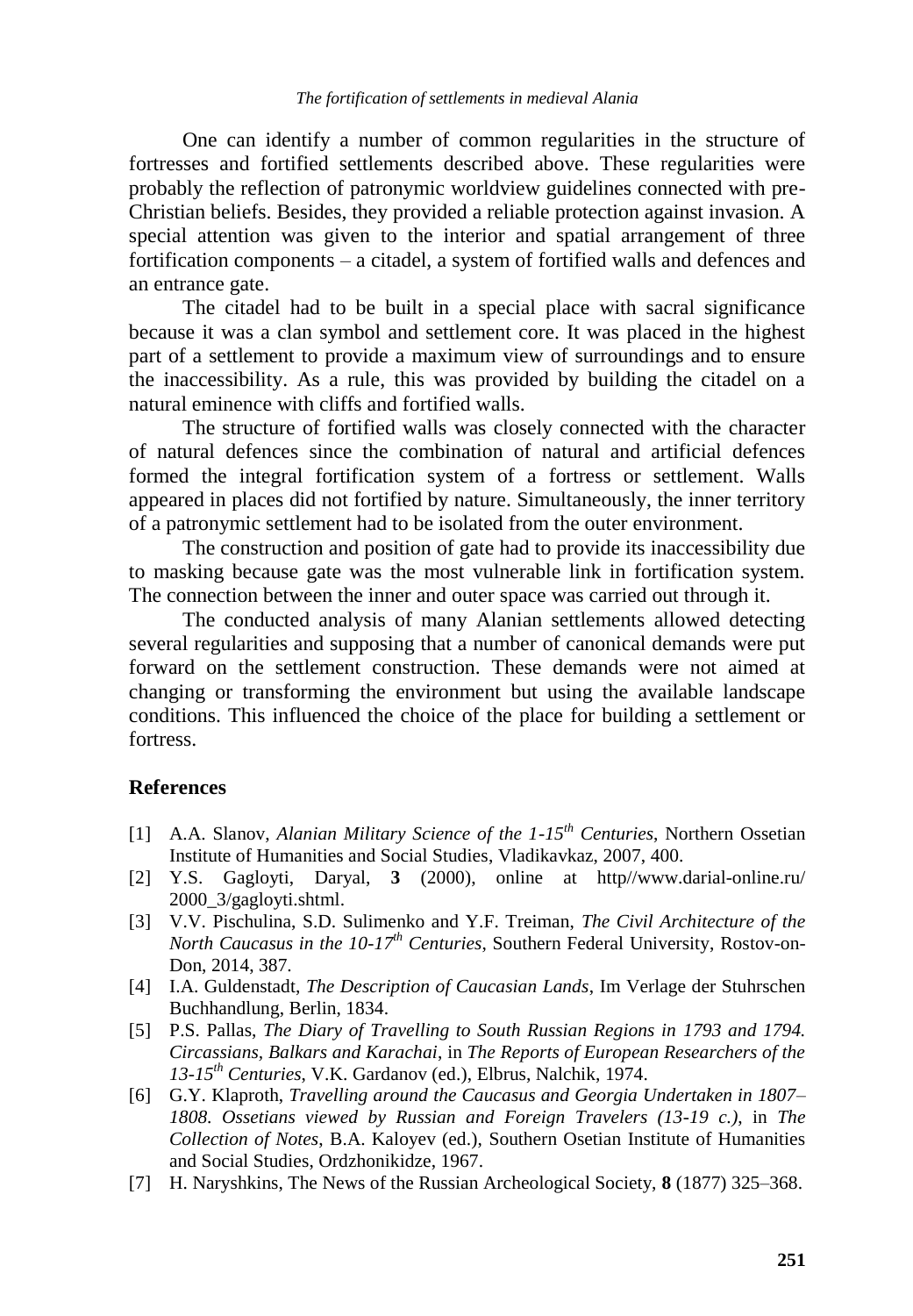One can identify a number of common regularities in the structure of fortresses and fortified settlements described above. These regularities were probably the reflection of patronymic worldview guidelines connected with pre-Christian beliefs. Besides, they provided a reliable protection against invasion. A special attention was given to the interior and spatial arrangement of three fortification components – a citadel, a system of fortified walls and defences and an entrance gate.

The citadel had to be built in a special place with sacral significance because it was a clan symbol and settlement core. It was placed in the highest part of a settlement to provide a maximum view of surroundings and to ensure the inaccessibility. As a rule, this was provided by building the citadel on a natural eminence with cliffs and fortified walls.

The structure of fortified walls was closely connected with the character of natural defences since the combination of natural and artificial defences formed the integral fortification system of a fortress or settlement. Walls appeared in places did not fortified by nature. Simultaneously, the inner territory of a patronymic settlement had to be isolated from the outer environment.

The construction and position of gate had to provide its inaccessibility due to masking because gate was the most vulnerable link in fortification system. The connection between the inner and outer space was carried out through it.

The conducted analysis of many Alanian settlements allowed detecting several regularities and supposing that a number of canonical demands were put forward on the settlement construction. These demands were not aimed at changing or transforming the environment but using the available landscape conditions. This influenced the choice of the place for building a settlement or fortress.

## References

[1] A.A. Slanov, *Alanian Military Science of the 1-15th Centuries*, Northern Ossetian Institute of Humanities and Social Studies, Vladikavkaz, 2007, 400.

[2] Y.S. Gagloyti, Daryal, **3** (2000), online at http//www.darial-online.ru/ 2000_3/gagloyti.shtml.

[3] V.V. Pischulina, S.D. Sulimenko and Y.F. Treiman, *The Civil Architecture of the North Caucasus in the 10-17th Centuries*, Southern Federal University, Rostov-on-Don, 2014, 387.

[4] I.A. Guldenstadt, *The Description of Caucasian Lands*, Im Verlage der Stuhrschen Buchhandlung, Berlin, 1834.

[5] P.S. Pallas, *The Diary of Travelling to South Russian Regions in 1793 and 1794. Circassians, Balkars and Karachai*, in *The Reports of European Researchers of the 13-15th Centuries*, V.K. Gardanov (ed.), Elbrus, Nalchik, 1974.

[6] G.Y. Klaproth, *Travelling around the Caucasus and Georgia Undertaken in 1807–1808. Ossetians viewed by Russian and Foreign Travelers (13-19 c.)*, in *The Collection of Notes*, B.A. Kaloyev (ed.), Southern Osetian Institute of Humanities and Social Studies, Ordzhonikidze, 1967.

[7] H. Naryshkins, The News of the Russian Archeological Society, **8** (1877) 325–368.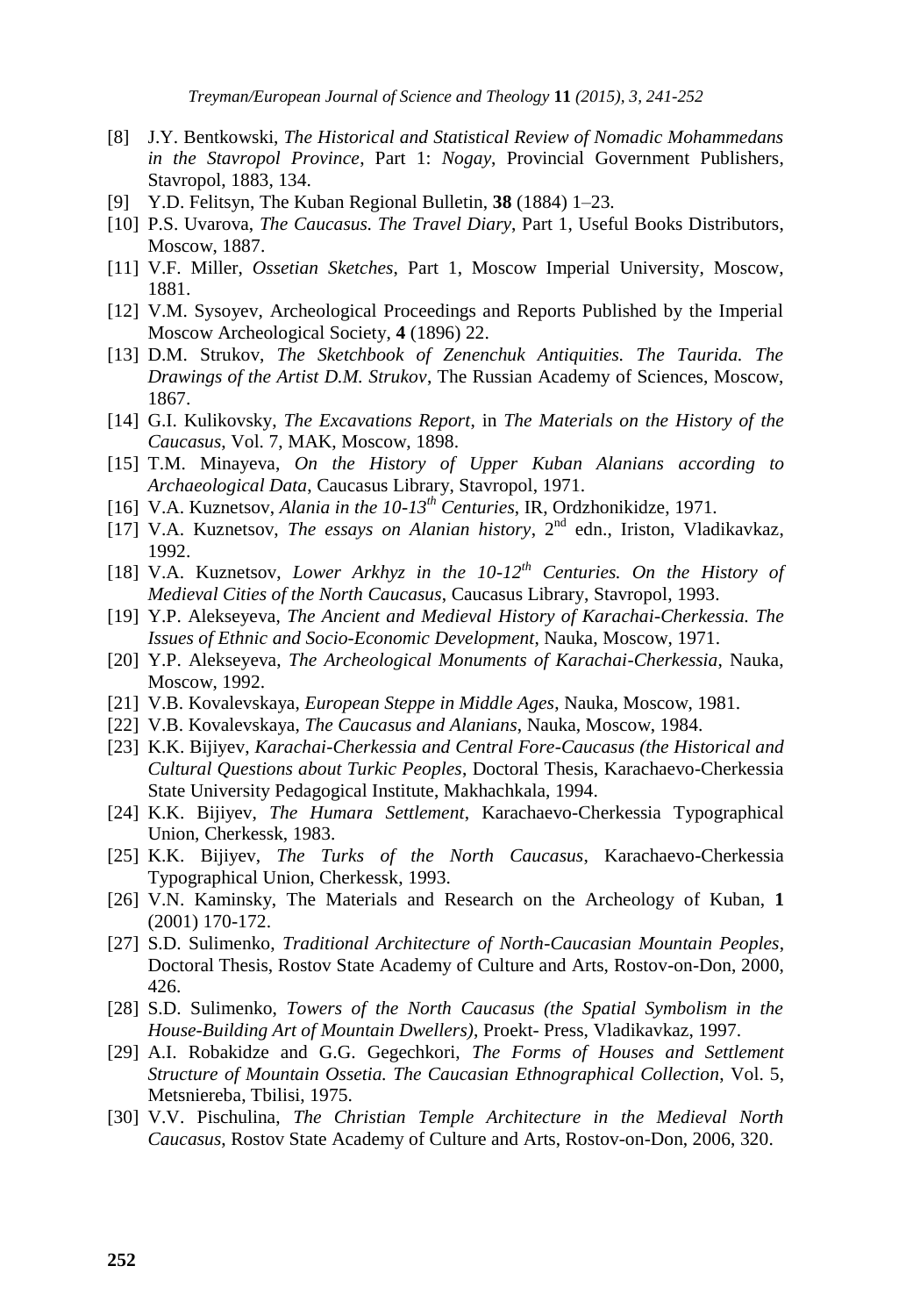[8] J.Y. Bentkowski, *The Historical and Statistical Review of Nomadic Mohammedans in the Stavropol Province*, Part 1: *Nogay*, Provincial Government Publishers, Stavropol, 1883, 134.

[9] Y.D. Felitsyn, The Kuban Regional Bulletin, **38** (1884) 1–23.

[10] P.S. Uvarova, *The Caucasus. The Travel Diary*, Part 1, Useful Books Distributors, Moscow, 1887.

[11] V.F. Miller, *Ossetian Sketches*, Part 1, Moscow Imperial University, Moscow, 1881.

[12] V.M. Sysoyev, Archeological Proceedings and Reports Published by the Imperial Moscow Archeological Society, **4** (1896) 22.

[13] D.M. Strukov, *The Sketchbook of Zenenchuk Antiquities. The Taurida. The Drawings of the Artist D.M. Strukov*, The Russian Academy of Sciences, Moscow, 1867.

[14] G.I. Kulikovsky, *The Excavations Report*, in *The Materials on the History of the Caucasus*, Vol. 7, MAK, Moscow, 1898.

[15] T.M. Minayeva, *On the History of Upper Kuban Alanians according to Archaeological Data*, Caucasus Library, Stavropol, 1971.

[16] V.A. Kuznetsov, *Alania in the 10-13th Centuries*, IR, Ordzhonikidze, 1971.

[17] V.A. Kuznetsov, *The essays on Alanian history*, 2nd edn., Iriston, Vladikavkaz, 1992.

[18] V.A. Kuznetsov, *Lower Arkhyz in the 10-12th Centuries. On the History of Medieval Cities of the North Caucasus*, Caucasus Library, Stavropol, 1993.

[19] Y.P. Alekseyeva, *The Ancient and Medieval History of Karachai-Cherkessia. The Issues of Ethnic and Socio-Economic Development*, Nauka, Moscow, 1971.

[20] Y.P. Alekseyeva, *The Archeological Monuments of Karachai-Cherkessia*, Nauka, Moscow, 1992.

[21] V.B. Kovalevskaya, *European Steppe in Middle Ages*, Nauka, Moscow, 1981.

[22] V.B. Kovalevskaya, *The Caucasus and Alanians*, Nauka, Moscow, 1984.

[23] K.K. Bijiyev, *Karachai-Cherkessia and Central Fore-Caucasus (the Historical and Cultural Questions about Turkic Peoples*, Doctoral Thesis, Karachaevo-Cherkessia State University Pedagogical Institute, Makhachkala, 1994.

[24] K.K. Bijiyev, *The Humara Settlement*, Karachaevo-Cherkessia Typographical Union, Cherkessk, 1983.

[25] K.K. Bijiyev, *The Turks of the North Caucasus*, Karachaevo-Cherkessia Typographical Union, Cherkessk, 1993.

[26] V.N. Kaminsky, The Materials and Research on the Archeology of Kuban, **1** (2001) 170-172.

[27] S.D. Sulimenko, *Traditional Architecture of North-Caucasian Mountain Peoples*, Doctoral Thesis, Rostov State Academy of Culture and Arts, Rostov-on-Don, 2000, 426.

[28] S.D. Sulimenko, *Towers of the North Caucasus (the Spatial Symbolism in the House-Building Art of Mountain Dwellers)*, Proekt- Press, Vladikavkaz, 1997.

[29] A.I. Robakidze and G.G. Gegechkori, *The Forms of Houses and Settlement Structure of Mountain Ossetia. The Caucasian Ethnographical Collection*, Vol. 5, Metsniereba, Tbilisi, 1975.

[30] V.V. Pischulina, *The Christian Temple Architecture in the Medieval North Caucasus*, Rostov State Academy of Culture and Arts, Rostov-on-Don, 2006, 320.